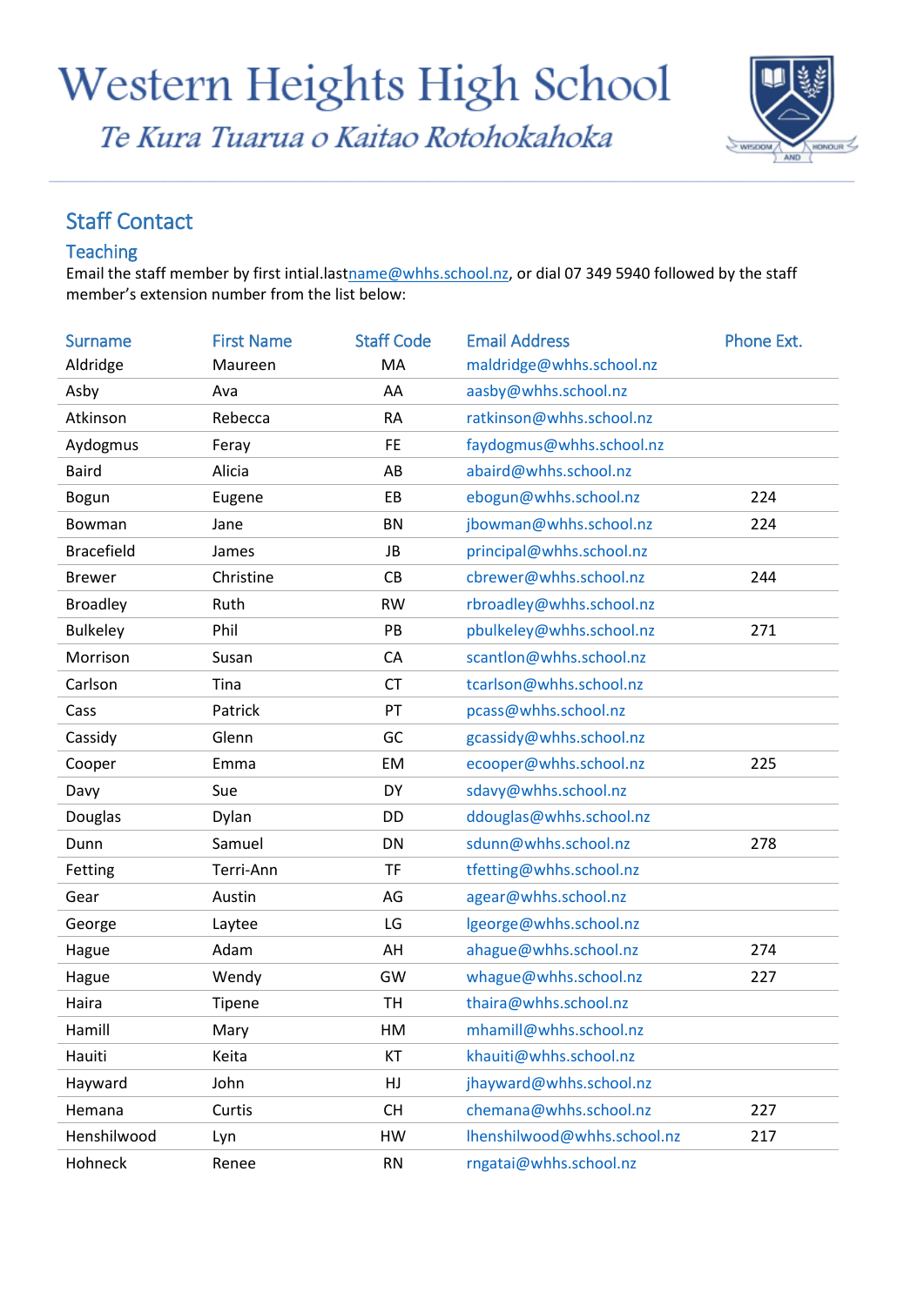# Western Heights High School

*Te Kura Tuarua o Kaitao Rotohokahoka*

## Staff Contact

### Teaching

Email the staff member by first intial.lastname@whhs.school.nz, or dial 07 349 5940 followed by the staff member's extension number from the list below:

| Surname | First Name | Staff Code | Email Address | Phone Ext. |
|---|---|---|---|---|
| Aldridge | Maureen | MA | maldridge@whhs.school.nz | |
| Asby | Ava | AA | aasby@whhs.school.nz | |
| Atkinson | Rebecca | RA | ratkinson@whhs.school.nz | |
| Aydogmus | Feray | FE | faydogmus@whhs.school.nz | |
| Baird | Alicia | AB | abaird@whhs.school.nz | |
| Bogun | Eugene | EB | ebogun@whhs.school.nz | 224 |
| Bowman | Jane | BN | jbowman@whhs.school.nz | 224 |
| Bracefield | James | JB | principal@whhs.school.nz | |
| Brewer | Christine | CB | cbrewer@whhs.school.nz | 244 |
| Broadley | Ruth | RW | rbroadley@whhs.school.nz | |
| Bulkeley | Phil | PB | pbulkeley@whhs.school.nz | 271 |
| Morrison | Susan | CA | scantlon@whhs.school.nz | |
| Carlson | Tina | CT | tcarlson@whhs.school.nz | |
| Cass | Patrick | PT | pcass@whhs.school.nz | |
| Cassidy | Glenn | GC | gcassidy@whhs.school.nz | |
| Cooper | Emma | EM | ecooper@whhs.school.nz | 225 |
| Davy | Sue | DY | sdavy@whhs.school.nz | |
| Douglas | Dylan | DD | ddouglas@whhs.school.nz | |
| Dunn | Samuel | DN | sdunn@whhs.school.nz | 278 |
| Fetting | Terri-Ann | TF | tfetting@whhs.school.nz | |
| Gear | Austin | AG | agear@whhs.school.nz | |
| George | Laytee | LG | lgeorge@whhs.school.nz | |
| Hague | Adam | AH | ahague@whhs.school.nz | 274 |
| Hague | Wendy | GW | whague@whhs.school.nz | 227 |
| Haira | Tipene | TH | thaira@whhs.school.nz | |
| Hamill | Mary | HM | mhamill@whhs.school.nz | |
| Hauiti | Keita | KT | khauiti@whhs.school.nz | |
| Hayward | John | HJ | jhayward@whhs.school.nz | |
| Hemana | Curtis | CH | chemana@whhs.school.nz | 227 |
| Henshilwood | Lyn | HW | lhenshilwood@whhs.school.nz | 217 |
| Hohneck | Renee | RN | rngatai@whhs.school.nz | |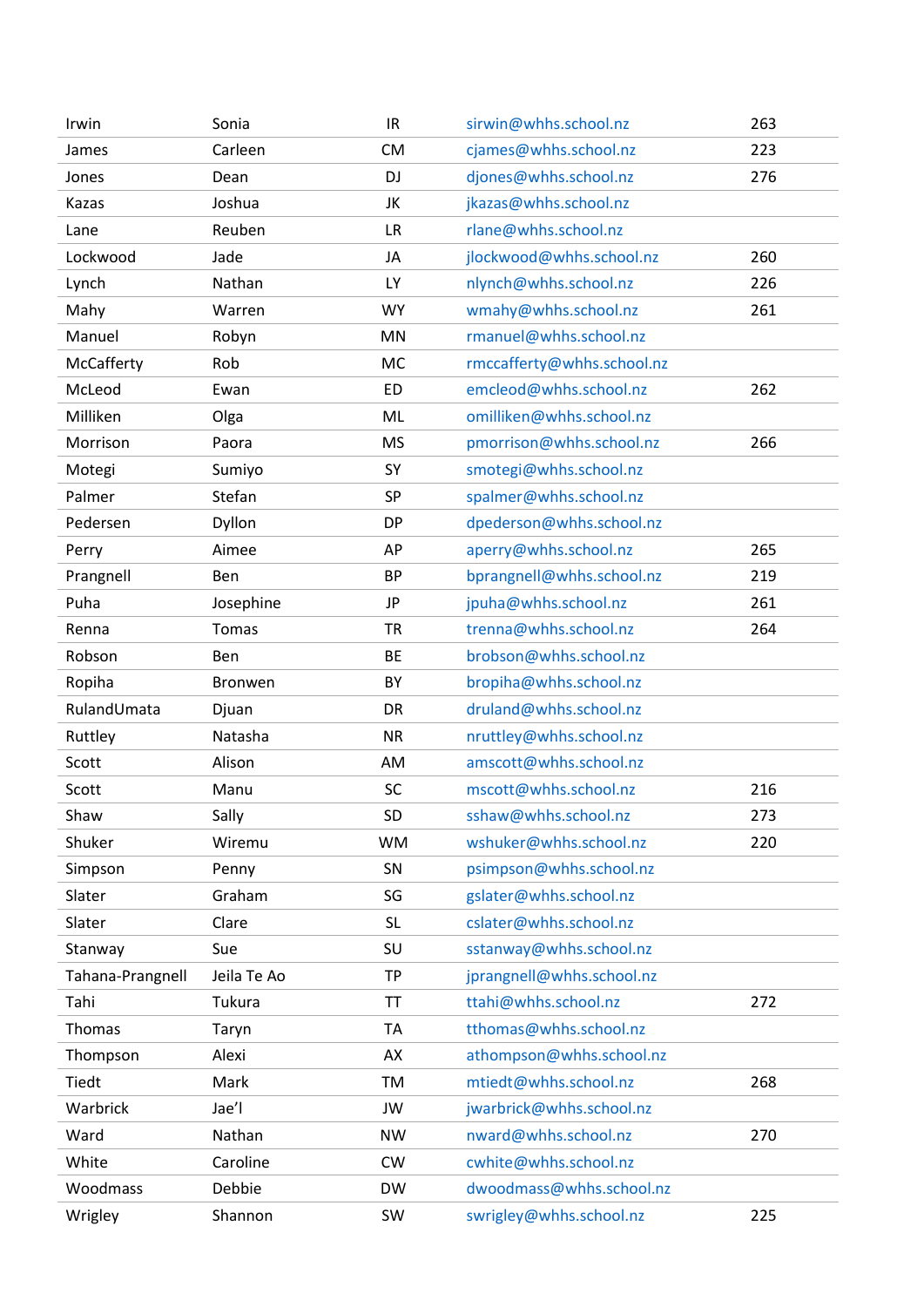| | | | | |
|---|---|---|---|---|
| Irwin | Sonia | IR | sirwin@whhs.school.nz | 263 |
| James | Carleen | CM | cjames@whhs.school.nz | 223 |
| Jones | Dean | DJ | djones@whhs.school.nz | 276 |
| Kazas | Joshua | JK | jkazas@whhs.school.nz | |
| Lane | Reuben | LR | rlane@whhs.school.nz | |
| Lockwood | Jade | JA | jlockwood@whhs.school.nz | 260 |
| Lynch | Nathan | LY | nlynch@whhs.school.nz | 226 |
| Mahy | Warren | WY | wmahy@whhs.school.nz | 261 |
| Manuel | Robyn | MN | rmanuel@whhs.school.nz | |
| McCafferty | Rob | MC | rmccafferty@whhs.school.nz | |
| McLeod | Ewan | ED | emcleod@whhs.school.nz | 262 |
| Milliken | Olga | ML | omilliken@whhs.school.nz | |
| Morrison | Paora | MS | pmorrison@whhs.school.nz | 266 |
| Motegi | Sumiyo | SY | smotegi@whhs.school.nz | |
| Palmer | Stefan | SP | spalmer@whhs.school.nz | |
| Pedersen | Dyllon | DP | dpederson@whhs.school.nz | |
| Perry | Aimee | AP | aperry@whhs.school.nz | 265 |
| Prangnell | Ben | BP | bprangnell@whhs.school.nz | 219 |
| Puha | Josephine | JP | jpuha@whhs.school.nz | 261 |
| Renna | Tomas | TR | trenna@whhs.school.nz | 264 |
| Robson | Ben | BE | brobson@whhs.school.nz | |
| Ropiha | Bronwen | BY | bropiha@whhs.school.nz | |
| RulandUmata | Djuan | DR | druland@whhs.school.nz | |
| Ruttley | Natasha | NR | nruttley@whhs.school.nz | |
| Scott | Alison | AM | amscott@whhs.school.nz | |
| Scott | Manu | SC | mscott@whhs.school.nz | 216 |
| Shaw | Sally | SD | sshaw@whhs.school.nz | 273 |
| Shuker | Wiremu | WM | wshuker@whhs.school.nz | 220 |
| Simpson | Penny | SN | psimpson@whhs.school.nz | |
| Slater | Graham | SG | gslater@whhs.school.nz | |
| Slater | Clare | SL | cslater@whhs.school.nz | |
| Stanway | Sue | SU | sstanway@whhs.school.nz | |
| Tahana-Prangnell | Jeila Te Ao | TP | jprangnell@whhs.school.nz | |
| Tahi | Tukura | TT | ttahi@whhs.school.nz | 272 |
| Thomas | Taryn | TA | tthomas@whhs.school.nz | |
| Thompson | Alexi | AX | athompson@whhs.school.nz | |
| Tiedt | Mark | TM | mtiedt@whhs.school.nz | 268 |
| Warbrick | Jae'l | JW | jwarbrick@whhs.school.nz | |
| Ward | Nathan | NW | nward@whhs.school.nz | 270 |
| White | Caroline | CW | cwhite@whhs.school.nz | |
| Woodmass | Debbie | DW | dwoodmass@whhs.school.nz | |
| Wrigley | Shannon | SW | swrigley@whhs.school.nz | 225 |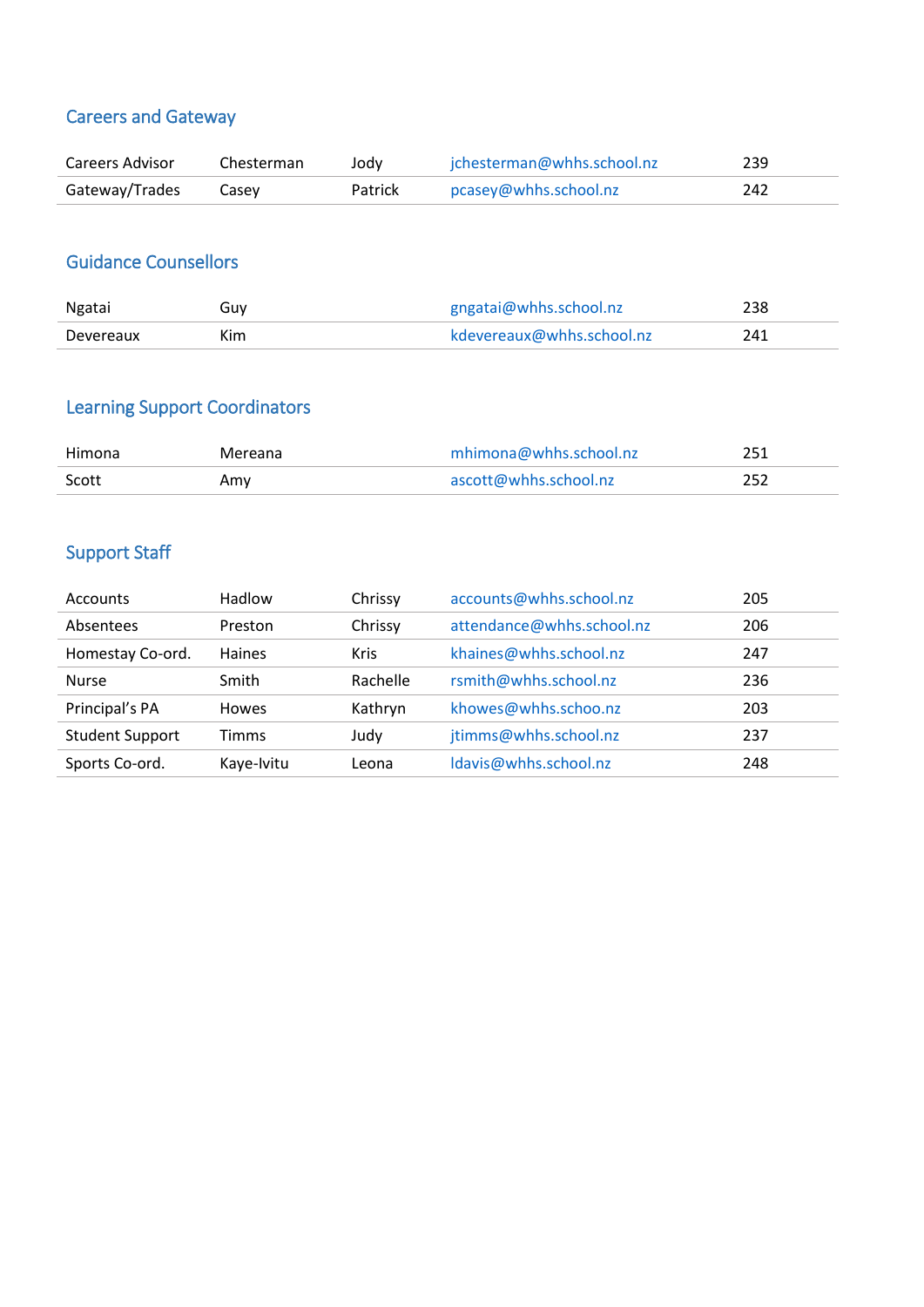## Careers and Gateway

| | | | | |
|---|---|---|---|---|
| Careers Advisor | Chesterman | Jody | jchesterman@whhs.school.nz | 239 |
| Gateway/Trades | Casey | Patrick | pcasey@whhs.school.nz | 242 |

## Guidance Counsellors

| | | | | |
|---|---|---|---|---|
| Ngatai | Guy | | gngatai@whhs.school.nz | 238 |
| Devereaux | Kim | | kdevereaux@whhs.school.nz | 241 |

## Learning Support Coordinators

| | | | | |
|---|---|---|---|---|
| Himona | Mereana | | mhimona@whhs.school.nz | 251 |
| Scott | Amy | | ascott@whhs.school.nz | 252 |

## Support Staff

| | | | | |
|---|---|---|---|---|
| Accounts | Hadlow | Chrissy | accounts@whhs.school.nz | 205 |
| Absentees | Preston | Chrissy | attendance@whhs.school.nz | 206 |
| Homestay Co-ord. | Haines | Kris | khaines@whhs.school.nz | 247 |
| Nurse | Smith | Rachelle | rsmith@whhs.school.nz | 236 |
| Principal's PA | Howes | Kathryn | khowes@whhs.schoo.nz | 203 |
| Student Support | Timms | Judy | jtimms@whhs.school.nz | 237 |
| Sports Co-ord. | Kaye-Ivitu | Leona | ldavis@whhs.school.nz | 248 |